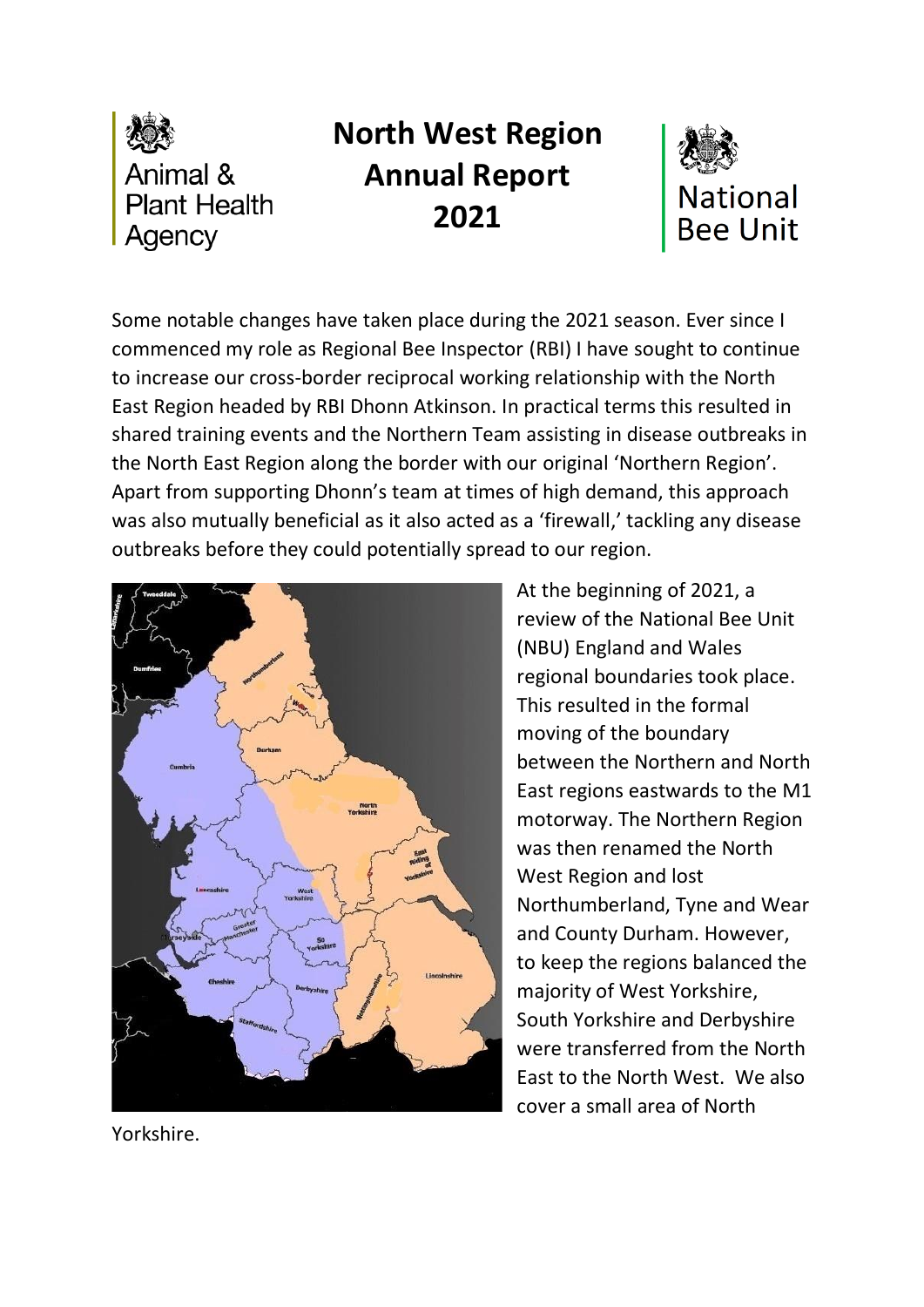Animal & Plant Health Agency

# North West Region Annual Report 2021

National Bee Unit

Some notable changes have taken place during the 2021 season. Ever since I commenced my role as Regional Bee Inspector (RBI) I have sought to continue to increase our cross-border reciprocal working relationship with the North East Region headed by RBI Dhonn Atkinson. In practical terms this resulted in shared training events and the Northern Team assisting in disease outbreaks in the North East Region along the border with our original 'Northern Region'. Apart from supporting Dhonn's team at times of high demand, this approach was also mutually beneficial as it also acted as a 'firewall,' tackling any disease outbreaks before they could potentially spread to our region.

At the beginning of 2021, a review of the National Bee Unit (NBU) England and Wales regional boundaries took place. This resulted in the formal moving of the boundary between the Northern and North East regions eastwards to the M1 motorway. The Northern Region was then renamed the North West Region and lost Northumberland, Tyne and Wear and County Durham. However, to keep the regions balanced the majority of West Yorkshire, South Yorkshire and Derbyshire were transferred from the North East to the North West. We also cover a small area of North Yorkshire.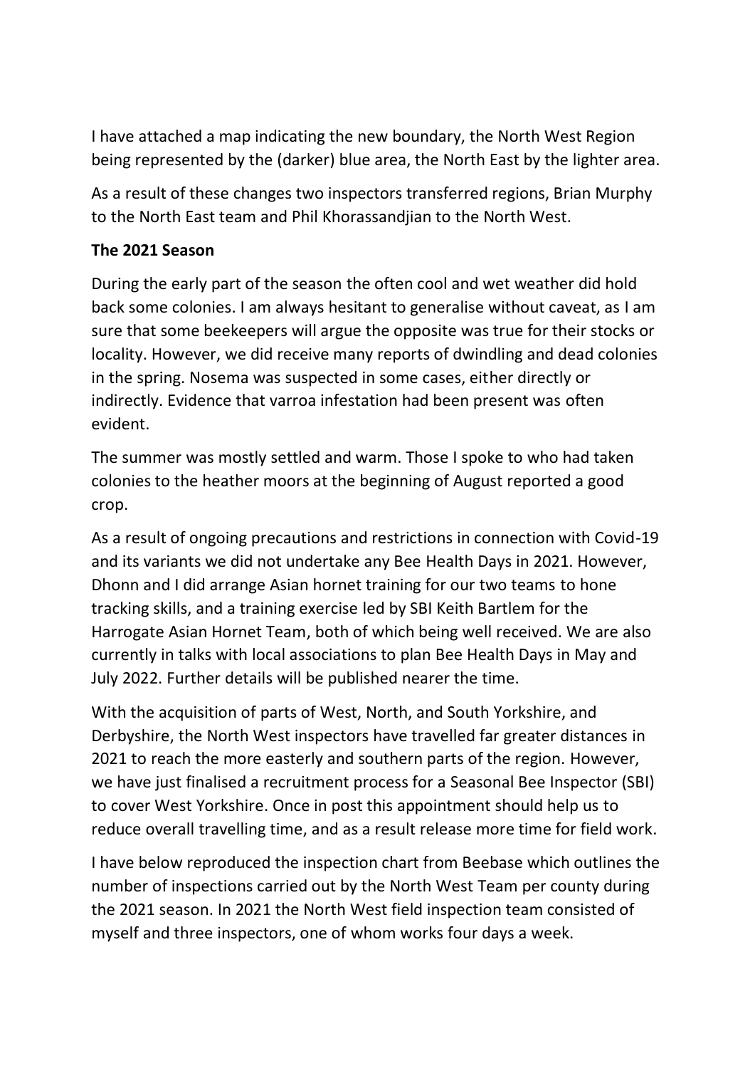I have attached a map indicating the new boundary, the North West Region being represented by the (darker) blue area, the North East by the lighter area.

As a result of these changes two inspectors transferred regions, Brian Murphy to the North East team and Phil Khorassandjian to the North West.

**The 2021 Season**

During the early part of the season the often cool and wet weather did hold back some colonies. I am always hesitant to generalise without caveat, as I am sure that some beekeepers will argue the opposite was true for their stocks or locality. However, we did receive many reports of dwindling and dead colonies in the spring. Nosema was suspected in some cases, either directly or indirectly. Evidence that varroa infestation had been present was often evident.

The summer was mostly settled and warm. Those I spoke to who had taken colonies to the heather moors at the beginning of August reported a good crop.

As a result of ongoing precautions and restrictions in connection with Covid-19 and its variants we did not undertake any Bee Health Days in 2021. However, Dhonn and I did arrange Asian hornet training for our two teams to hone tracking skills, and a training exercise led by SBI Keith Bartlem for the Harrogate Asian Hornet Team, both of which being well received. We are also currently in talks with local associations to plan Bee Health Days in May and July 2022. Further details will be published nearer the time.

With the acquisition of parts of West, North, and South Yorkshire, and Derbyshire, the North West inspectors have travelled far greater distances in 2021 to reach the more easterly and southern parts of the region. However, we have just finalised a recruitment process for a Seasonal Bee Inspector (SBI) to cover West Yorkshire. Once in post this appointment should help us to reduce overall travelling time, and as a result release more time for field work.

I have below reproduced the inspection chart from Beebase which outlines the number of inspections carried out by the North West Team per county during the 2021 season. In 2021 the North West field inspection team consisted of myself and three inspectors, one of whom works four days a week.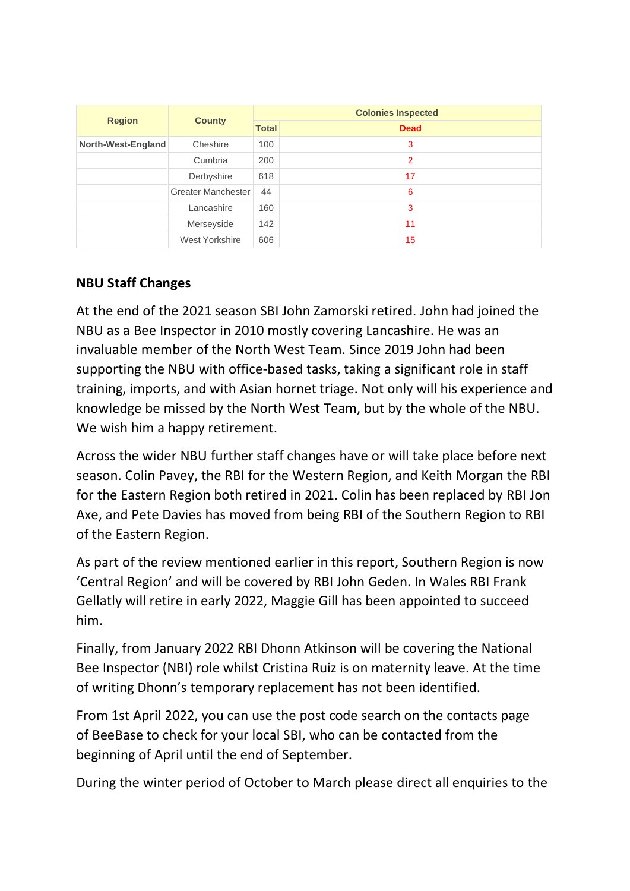| Region | County | Colonies Inspected | |
|---|---|---|---|
| | | Total | Dead |
| North-West-England | Cheshire | 100 | 3 |
| | Cumbria | 200 | 2 |
| | Derbyshire | 618 | 17 |
| | Greater Manchester | 44 | 6 |
| | Lancashire | 160 | 3 |
| | Merseyside | 142 | 11 |
| | West Yorkshire | 606 | 15 |

**NBU Staff Changes**

At the end of the 2021 season SBI John Zamorski retired. John had joined the NBU as a Bee Inspector in 2010 mostly covering Lancashire. He was an invaluable member of the North West Team. Since 2019 John had been supporting the NBU with office-based tasks, taking a significant role in staff training, imports, and with Asian hornet triage. Not only will his experience and knowledge be missed by the North West Team, but by the whole of the NBU. We wish him a happy retirement.

Across the wider NBU further staff changes have or will take place before next season. Colin Pavey, the RBI for the Western Region, and Keith Morgan the RBI for the Eastern Region both retired in 2021. Colin has been replaced by RBI Jon Axe, and Pete Davies has moved from being RBI of the Southern Region to RBI of the Eastern Region.

As part of the review mentioned earlier in this report, Southern Region is now 'Central Region' and will be covered by RBI John Geden. In Wales RBI Frank Gellatly will retire in early 2022, Maggie Gill has been appointed to succeed him.

Finally, from January 2022 RBI Dhonn Atkinson will be covering the National Bee Inspector (NBI) role whilst Cristina Ruiz is on maternity leave. At the time of writing Dhonn's temporary replacement has not been identified.

From 1st April 2022, you can use the post code search on the contacts page of BeeBase to check for your local SBI, who can be contacted from the beginning of April until the end of September.

During the winter period of October to March please direct all enquiries to the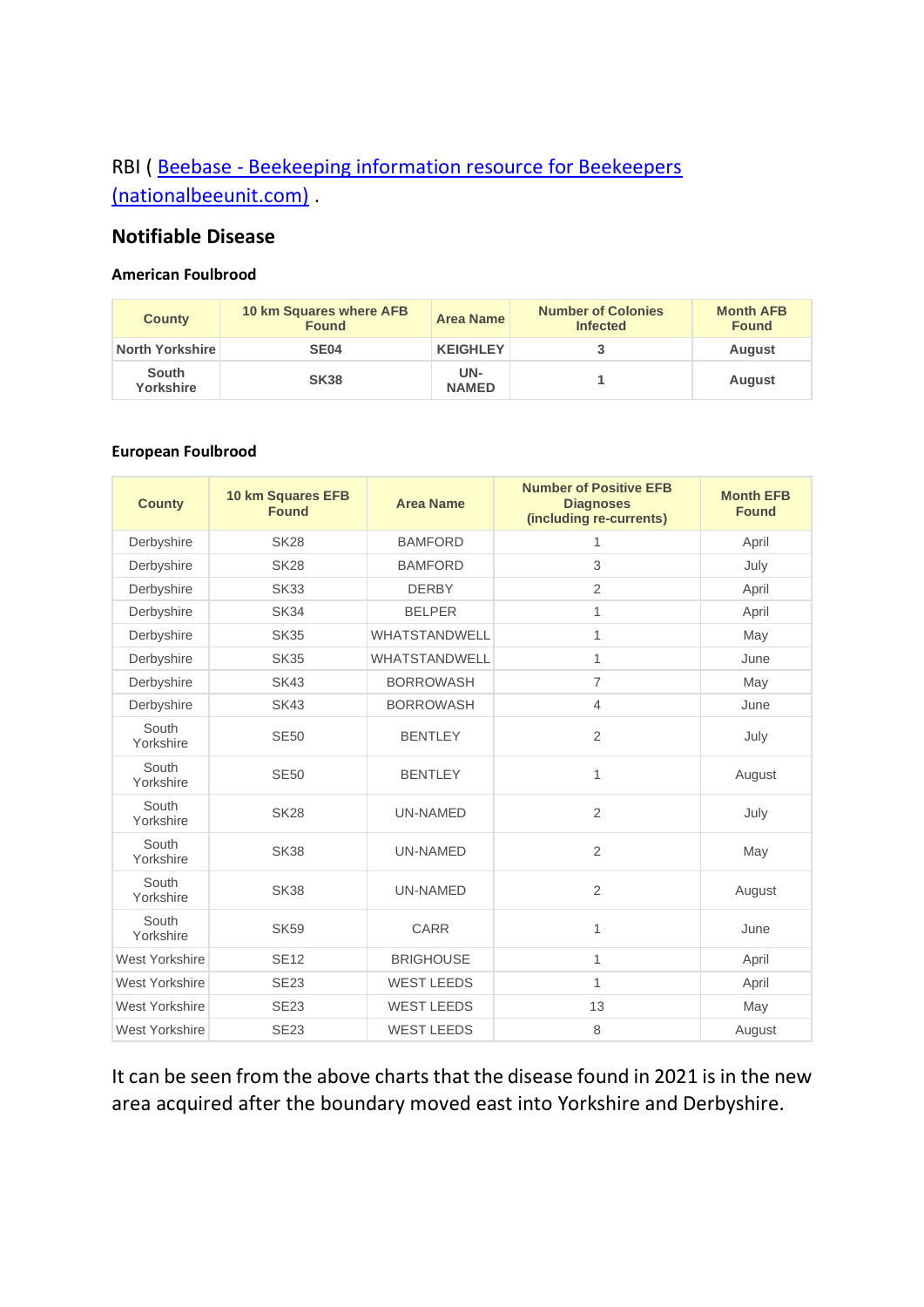RBI ( [Beebase - Beekeeping information resource for Beekeepers (nationalbeeunit.com)](https://www.nationalbeeunit.com) .

## Notifiable Disease

### American Foulbrood

| County | 10 km Squares where AFB Found | Area Name | Number of Colonies Infected | Month AFB Found |
|---|---|---|---|---|
| North Yorkshire | SE04 | KEIGHLEY | 3 | August |
| South Yorkshire | SK38 | UN-NAMED | 1 | August |

### European Foulbrood

| County | 10 km Squares EFB Found | Area Name | Number of Positive EFB Diagnoses (including re-currents) | Month EFB Found |
|---|---|---|---|---|
| Derbyshire | SK28 | BAMFORD | 1 | April |
| Derbyshire | SK28 | BAMFORD | 3 | July |
| Derbyshire | SK33 | DERBY | 2 | April |
| Derbyshire | SK34 | BELPER | 1 | April |
| Derbyshire | SK35 | WHATSTANDWELL | 1 | May |
| Derbyshire | SK35 | WHATSTANDWELL | 1 | June |
| Derbyshire | SK43 | BORROWASH | 7 | May |
| Derbyshire | SK43 | BORROWASH | 4 | June |
| South Yorkshire | SE50 | BENTLEY | 2 | July |
| South Yorkshire | SE50 | BENTLEY | 1 | August |
| South Yorkshire | SK28 | UN-NAMED | 2 | July |
| South Yorkshire | SK38 | UN-NAMED | 2 | May |
| South Yorkshire | SK38 | UN-NAMED | 2 | August |
| South Yorkshire | SK59 | CARR | 1 | June |
| West Yorkshire | SE12 | BRIGHOUSE | 1 | April |
| West Yorkshire | SE23 | WEST LEEDS | 1 | April |
| West Yorkshire | SE23 | WEST LEEDS | 13 | May |
| West Yorkshire | SE23 | WEST LEEDS | 8 | August |

It can be seen from the above charts that the disease found in 2021 is in the new area acquired after the boundary moved east into Yorkshire and Derbyshire.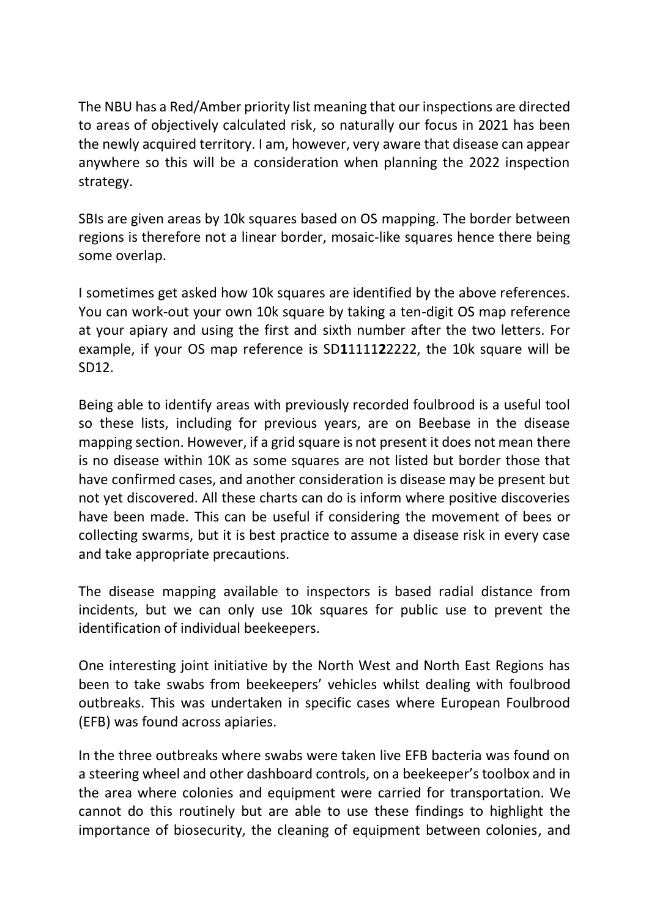The NBU has a Red/Amber priority list meaning that our inspections are directed to areas of objectively calculated risk, so naturally our focus in 2021 has been the newly acquired territory. I am, however, very aware that disease can appear anywhere so this will be a consideration when planning the 2022 inspection strategy.

SBIs are given areas by 10k squares based on OS mapping. The border between regions is therefore not a linear border, mosaic-like squares hence there being some overlap.

I sometimes get asked how 10k squares are identified by the above references. You can work-out your own 10k square by taking a ten-digit OS map reference at your apiary and using the first and sixth number after the two letters. For example, if your OS map reference is SD**1**1111**2**2222, the 10k square will be SD12.

Being able to identify areas with previously recorded foulbrood is a useful tool so these lists, including for previous years, are on Beebase in the disease mapping section. However, if a grid square is not present it does not mean there is no disease within 10K as some squares are not listed but border those that have confirmed cases, and another consideration is disease may be present but not yet discovered. All these charts can do is inform where positive discoveries have been made. This can be useful if considering the movement of bees or collecting swarms, but it is best practice to assume a disease risk in every case and take appropriate precautions.

The disease mapping available to inspectors is based radial distance from incidents, but we can only use 10k squares for public use to prevent the identification of individual beekeepers.

One interesting joint initiative by the North West and North East Regions has been to take swabs from beekeepers' vehicles whilst dealing with foulbrood outbreaks. This was undertaken in specific cases where European Foulbrood (EFB) was found across apiaries.

In the three outbreaks where swabs were taken live EFB bacteria was found on a steering wheel and other dashboard controls, on a beekeeper's toolbox and in the area where colonies and equipment were carried for transportation. We cannot do this routinely but are able to use these findings to highlight the importance of biosecurity, the cleaning of equipment between colonies, and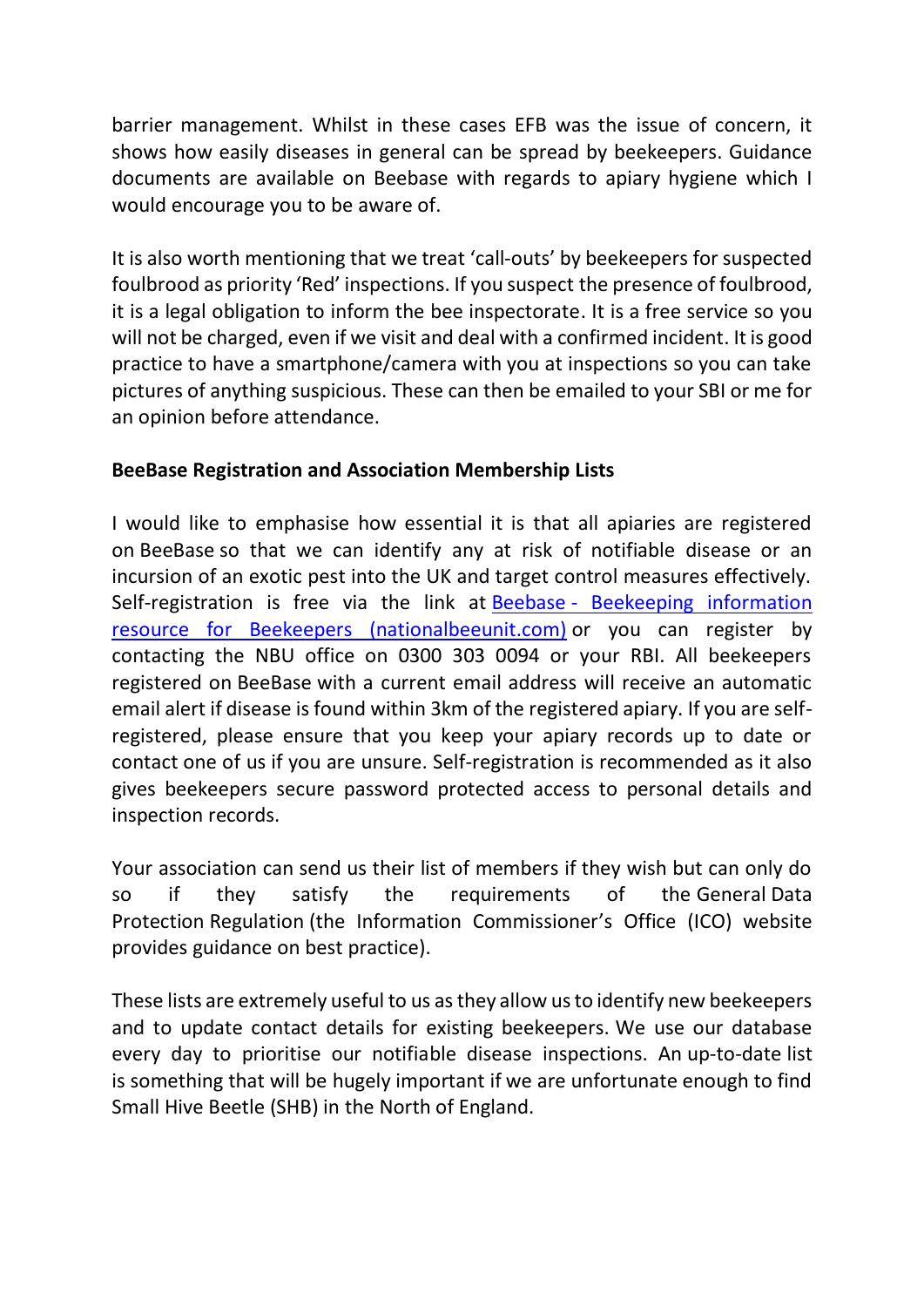barrier management. Whilst in these cases EFB was the issue of concern, it shows how easily diseases in general can be spread by beekeepers. Guidance documents are available on Beebase with regards to apiary hygiene which I would encourage you to be aware of.

It is also worth mentioning that we treat 'call-outs' by beekeepers for suspected foulbrood as priority 'Red' inspections. If you suspect the presence of foulbrood, it is a legal obligation to inform the bee inspectorate. It is a free service so you will not be charged, even if we visit and deal with a confirmed incident. It is good practice to have a smartphone/camera with you at inspections so you can take pictures of anything suspicious. These can then be emailed to your SBI or me for an opinion before attendance.

**BeeBase Registration and Association Membership Lists**

I would like to emphasise how essential it is that all apiaries are registered on BeeBase so that we can identify any at risk of notifiable disease or an incursion of an exotic pest into the UK and target control measures effectively. Self-registration is free via the link at [Beebase - Beekeeping information resource for Beekeepers (nationalbeeunit.com)](nationalbeeunit.com) or you can register by contacting the NBU office on 0300 303 0094 or your RBI. All beekeepers registered on BeeBase with a current email address will receive an automatic email alert if disease is found within 3km of the registered apiary. If you are self-registered, please ensure that you keep your apiary records up to date or contact one of us if you are unsure. Self-registration is recommended as it also gives beekeepers secure password protected access to personal details and inspection records.

Your association can send us their list of members if they wish but can only do so if they satisfy the requirements of the General Data Protection Regulation (the Information Commissioner's Office (ICO) website provides guidance on best practice).

These lists are extremely useful to us as they allow us to identify new beekeepers and to update contact details for existing beekeepers. We use our database every day to prioritise our notifiable disease inspections. An up-to-date list is something that will be hugely important if we are unfortunate enough to find Small Hive Beetle (SHB) in the North of England.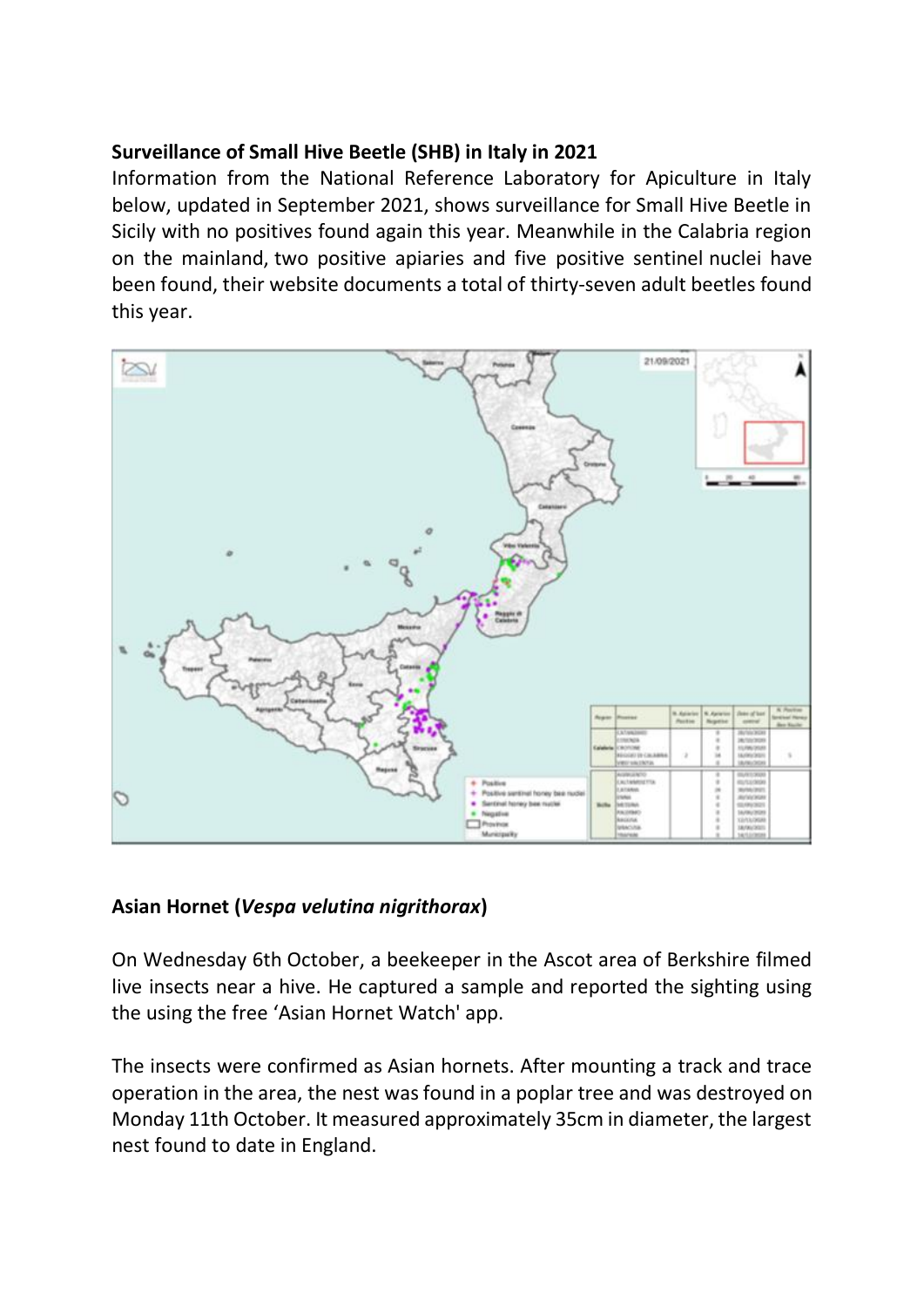**Surveillance of Small Hive Beetle (SHB) in Italy in 2021**

Information from the National Reference Laboratory for Apiculture in Italy below, updated in September 2021, shows surveillance for Small Hive Beetle in Sicily with no positives found again this year. Meanwhile in the Calabria region on the mainland, two positive apiaries and five positive sentinel nuclei have been found, their website documents a total of thirty-seven adult beetles found this year.

**Asian Hornet (*Vespa velutina nigrithorax*)**

On Wednesday 6th October, a beekeeper in the Ascot area of Berkshire filmed live insects near a hive. He captured a sample and reported the sighting using the using the free 'Asian Hornet Watch' app.

The insects were confirmed as Asian hornets. After mounting a track and trace operation in the area, the nest was found in a poplar tree and was destroyed on Monday 11th October. It measured approximately 35cm in diameter, the largest nest found to date in England.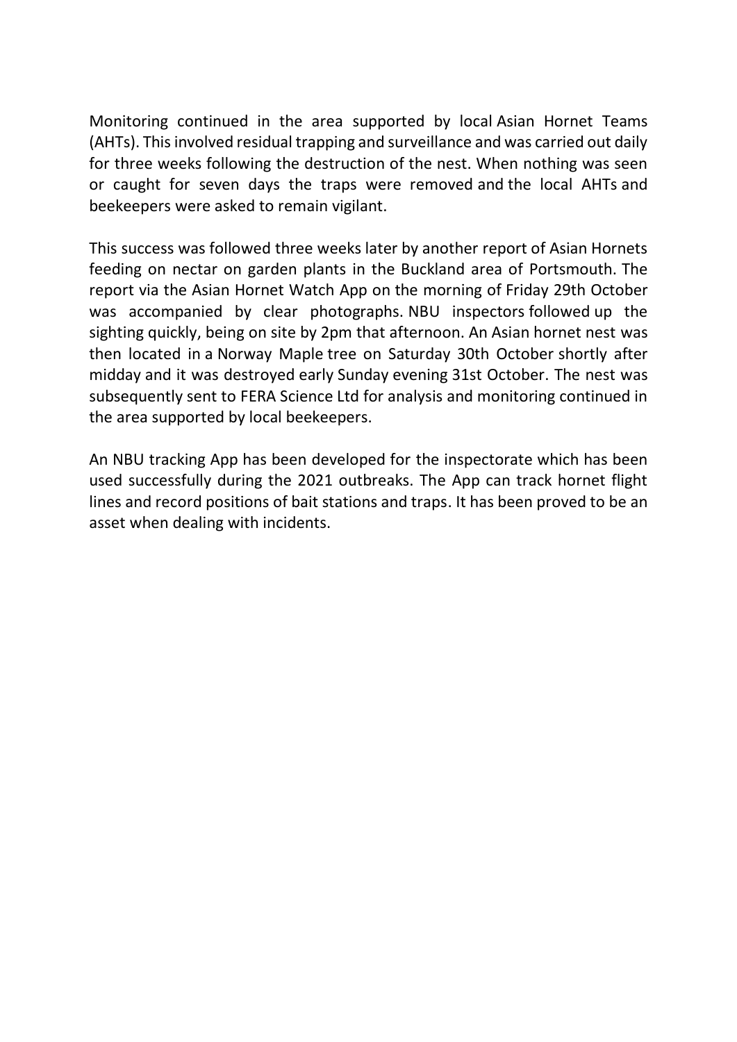Monitoring continued in the area supported by local Asian Hornet Teams (AHTs). This involved residual trapping and surveillance and was carried out daily for three weeks following the destruction of the nest. When nothing was seen or caught for seven days the traps were removed and the local AHTs and beekeepers were asked to remain vigilant.

This success was followed three weeks later by another report of Asian Hornets feeding on nectar on garden plants in the Buckland area of Portsmouth. The report via the Asian Hornet Watch App on the morning of Friday 29th October was accompanied by clear photographs. NBU inspectors followed up the sighting quickly, being on site by 2pm that afternoon. An Asian hornet nest was then located in a Norway Maple tree on Saturday 30th October shortly after midday and it was destroyed early Sunday evening 31st October. The nest was subsequently sent to FERA Science Ltd for analysis and monitoring continued in the area supported by local beekeepers.

An NBU tracking App has been developed for the inspectorate which has been used successfully during the 2021 outbreaks. The App can track hornet flight lines and record positions of bait stations and traps. It has been proved to be an asset when dealing with incidents.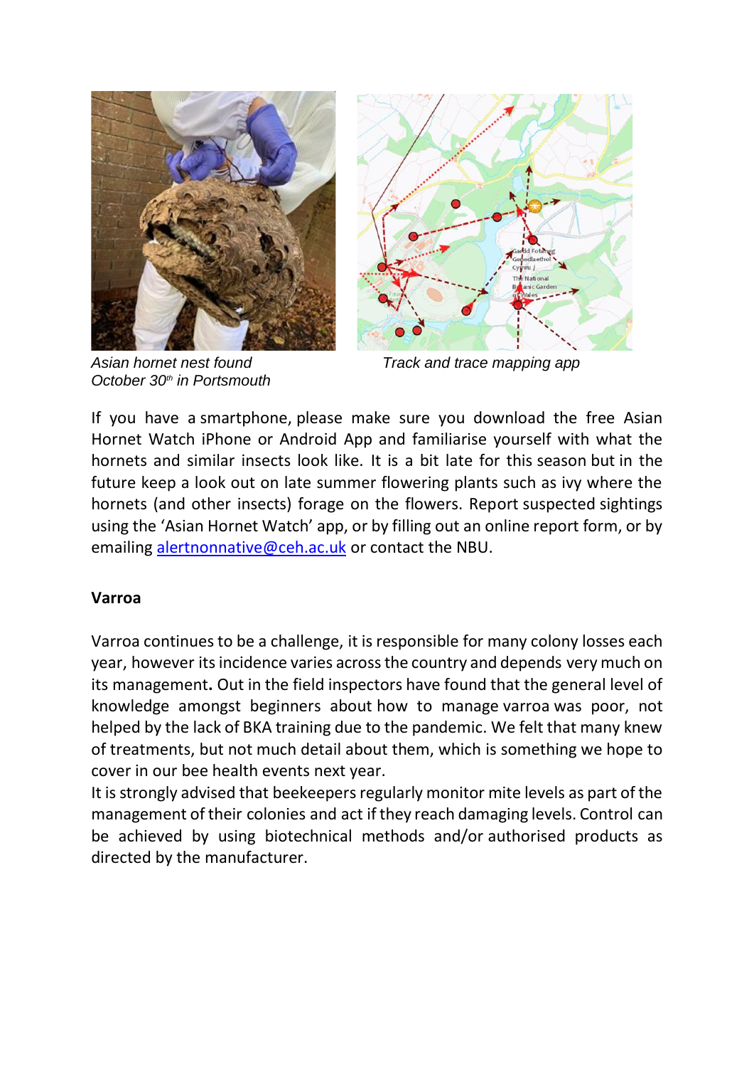Asian hornet nest found October 30th in Portsmouth

Track and trace mapping app

If you have a smartphone, please make sure you download the free Asian Hornet Watch iPhone or Android App and familiarise yourself with what the hornets and similar insects look like. It is a bit late for this season but in the future keep a look out on late summer flowering plants such as ivy where the hornets (and other insects) forage on the flowers. Report suspected sightings using the 'Asian Hornet Watch' app, or by filling out an online report form, or by emailing alertnonnative@ceh.ac.uk or contact the NBU.

**Varroa**

Varroa continues to be a challenge, it is responsible for many colony losses each year, however its incidence varies across the country and depends very much on its management**.** Out in the field inspectors have found that the general level of knowledge amongst beginners about how to manage varroa was poor, not helped by the lack of BKA training due to the pandemic. We felt that many knew of treatments, but not much detail about them, which is something we hope to cover in our bee health events next year.

It is strongly advised that beekeepers regularly monitor mite levels as part of the management of their colonies and act if they reach damaging levels. Control can be achieved by using biotechnical methods and/or authorised products as directed by the manufacturer.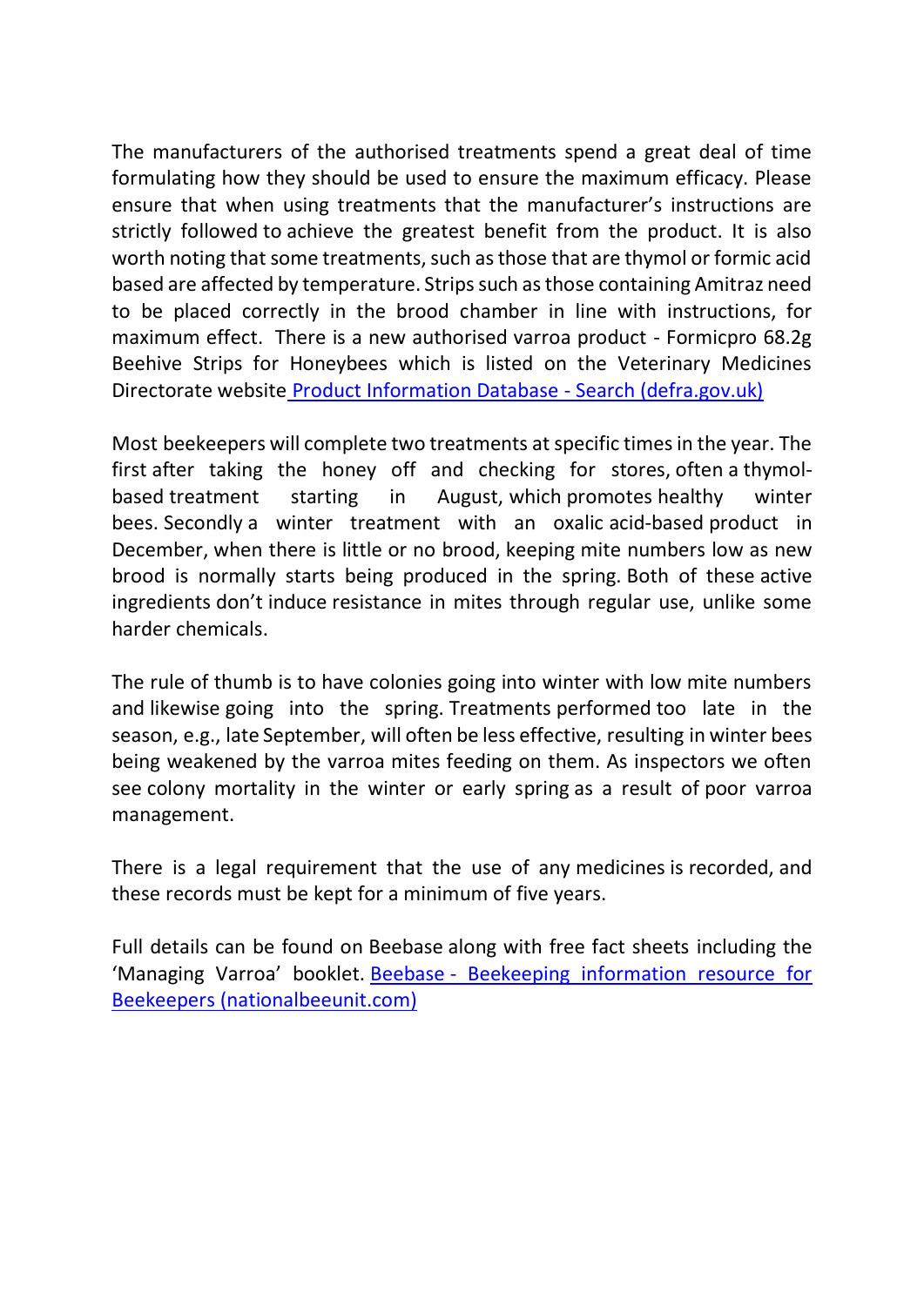The manufacturers of the authorised treatments spend a great deal of time formulating how they should be used to ensure the maximum efficacy. Please ensure that when using treatments that the manufacturer's instructions are strictly followed to achieve the greatest benefit from the product. It is also worth noting that some treatments, such as those that are thymol or formic acid based are affected by temperature. Strips such as those containing Amitraz need to be placed correctly in the brood chamber in line with instructions, for maximum effect. There is a new authorised varroa product - Formicpro 68.2g Beehive Strips for Honeybees which is listed on the Veterinary Medicines Directorate website [Product Information Database - Search (defra.gov.uk)]

Most beekeepers will complete two treatments at specific times in the year. The first after taking the honey off and checking for stores, often a thymol-based treatment starting in August, which promotes healthy winter bees. Secondly a winter treatment with an oxalic acid-based product in December, when there is little or no brood, keeping mite numbers low as new brood is normally starts being produced in the spring. Both of these active ingredients don't induce resistance in mites through regular use, unlike some harder chemicals.

The rule of thumb is to have colonies going into winter with low mite numbers and likewise going into the spring. Treatments performed too late in the season, e.g., late September, will often be less effective, resulting in winter bees being weakened by the varroa mites feeding on them. As inspectors we often see colony mortality in the winter or early spring as a result of poor varroa management.

There is a legal requirement that the use of any medicines is recorded, and these records must be kept for a minimum of five years.

Full details can be found on Beebase along with free fact sheets including the 'Managing Varroa' booklet. [Beebase - Beekeeping information resource for Beekeepers (nationalbeeunit.com)]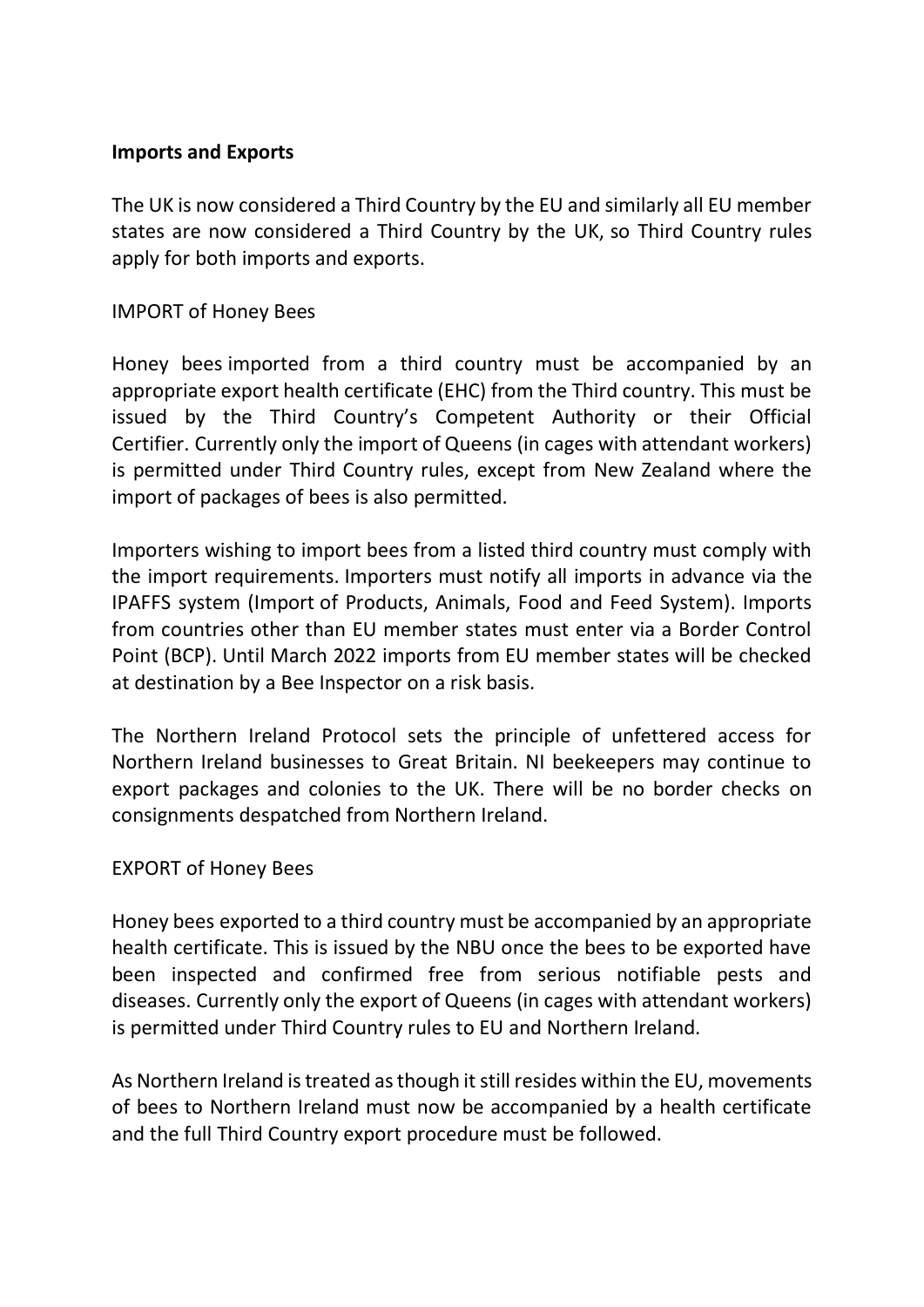## Imports and Exports

The UK is now considered a Third Country by the EU and similarly all EU member states are now considered a Third Country by the UK, so Third Country rules apply for both imports and exports.

### IMPORT of Honey Bees

Honey bees imported from a third country must be accompanied by an appropriate export health certificate (EHC) from the Third country. This must be issued by the Third Country's Competent Authority or their Official Certifier. Currently only the import of Queens (in cages with attendant workers) is permitted under Third Country rules, except from New Zealand where the import of packages of bees is also permitted.

Importers wishing to import bees from a listed third country must comply with the import requirements. Importers must notify all imports in advance via the IPAFFS system (Import of Products, Animals, Food and Feed System). Imports from countries other than EU member states must enter via a Border Control Point (BCP). Until March 2022 imports from EU member states will be checked at destination by a Bee Inspector on a risk basis.

The Northern Ireland Protocol sets the principle of unfettered access for Northern Ireland businesses to Great Britain. NI beekeepers may continue to export packages and colonies to the UK. There will be no border checks on consignments despatched from Northern Ireland.

### EXPORT of Honey Bees

Honey bees exported to a third country must be accompanied by an appropriate health certificate. This is issued by the NBU once the bees to be exported have been inspected and confirmed free from serious notifiable pests and diseases. Currently only the export of Queens (in cages with attendant workers) is permitted under Third Country rules to EU and Northern Ireland.

As Northern Ireland is treated as though it still resides within the EU, movements of bees to Northern Ireland must now be accompanied by a health certificate and the full Third Country export procedure must be followed.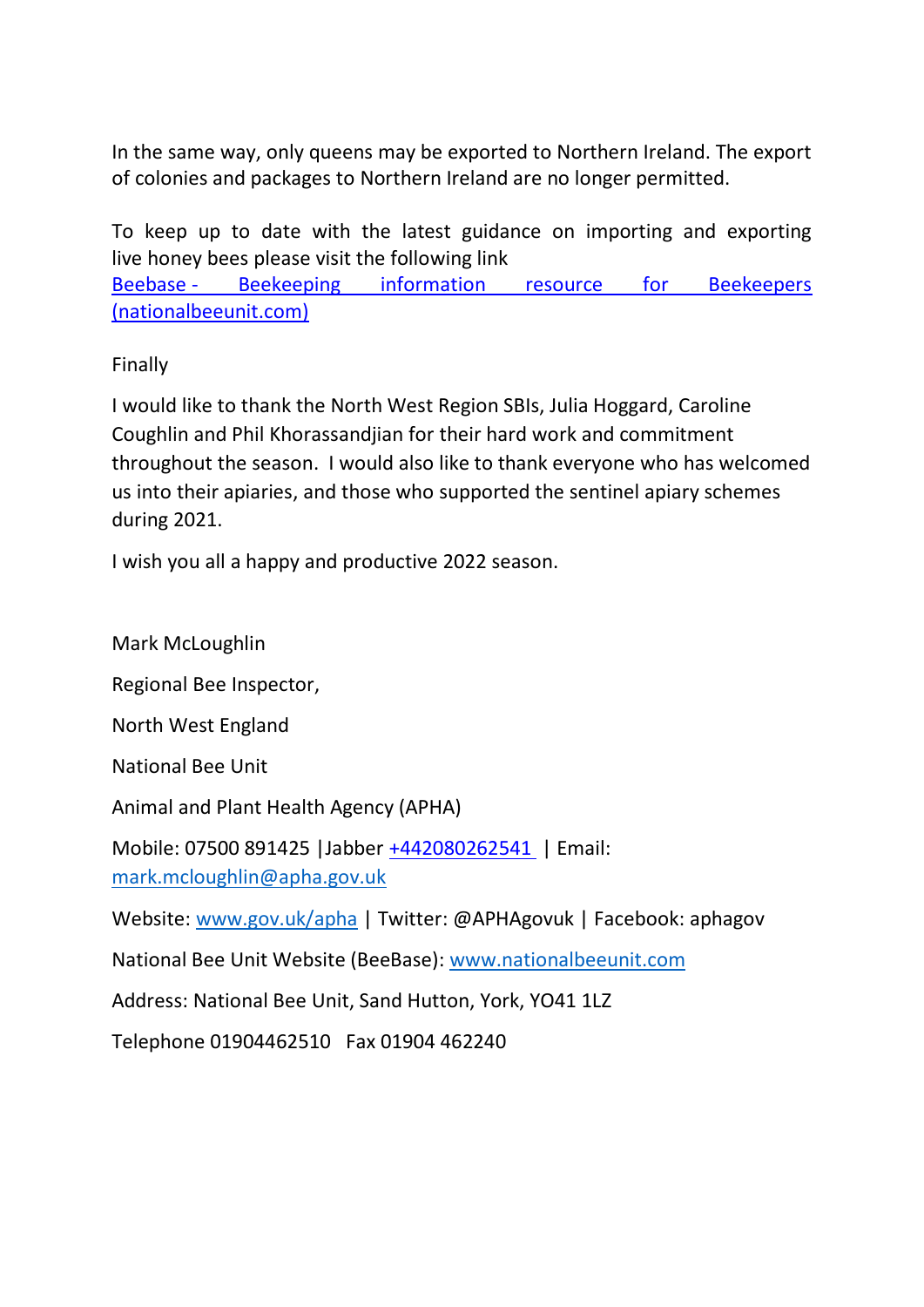In the same way, only queens may be exported to Northern Ireland. The export of colonies and packages to Northern Ireland are no longer permitted.

To keep up to date with the latest guidance on importing and exporting live honey bees please visit the following link
[Beebase - Beekeeping information resource for Beekeepers (nationalbeeunit.com)](https://www.nationalbeeunit.com)

Finally

I would like to thank the North West Region SBIs, Julia Hoggard, Caroline Coughlin and Phil Khorassandjian for their hard work and commitment throughout the season. I would also like to thank everyone who has welcomed us into their apiaries, and those who supported the sentinel apiary schemes during 2021.

I wish you all a happy and productive 2022 season.

Mark McLoughlin

Regional Bee Inspector,

North West England

National Bee Unit

Animal and Plant Health Agency (APHA)

Mobile: 07500 891425 |Jabber +442080262541 | Email: mark.mcloughlin@apha.gov.uk

Website: www.gov.uk/apha | Twitter: @APHAgovuk | Facebook: aphagov

National Bee Unit Website (BeeBase): www.nationalbeeunit.com

Address: National Bee Unit, Sand Hutton, York, YO41 1LZ

Telephone 01904462510 Fax 01904 462240